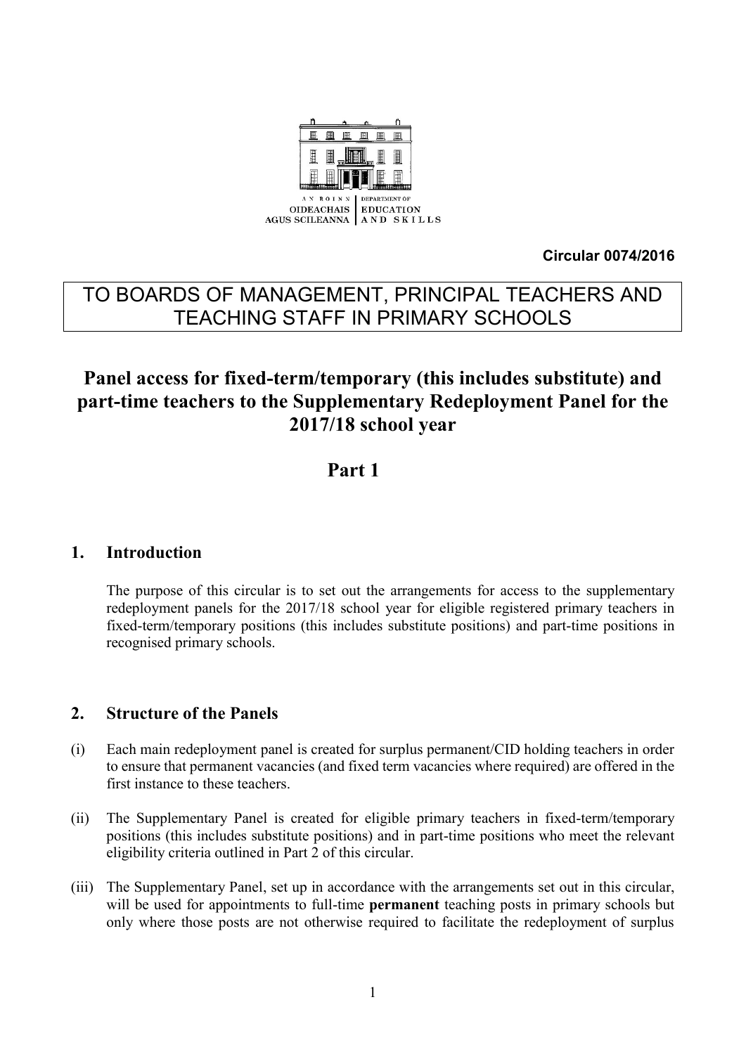AN ROINN OIDEACHAIS AGUS SCILEANNA | DEPARTMENT OF EDUCATION AND SKILLS

**Circular 0074/2016**

TO BOARDS OF MANAGEMENT, PRINCIPAL TEACHERS AND TEACHING STAFF IN PRIMARY SCHOOLS

# Panel access for fixed-term/temporary (this includes substitute) and part-time teachers to the Supplementary Redeployment Panel for the 2017/18 school year

# Part 1

## 1. Introduction

The purpose of this circular is to set out the arrangements for access to the supplementary redeployment panels for the 2017/18 school year for eligible registered primary teachers in fixed-term/temporary positions (this includes substitute positions) and part-time positions in recognised primary schools.

## 2. Structure of the Panels

(i) Each main redeployment panel is created for surplus permanent/CID holding teachers in order to ensure that permanent vacancies (and fixed term vacancies where required) are offered in the first instance to these teachers.

(ii) The Supplementary Panel is created for eligible primary teachers in fixed-term/temporary positions (this includes substitute positions) and in part-time positions who meet the relevant eligibility criteria outlined in Part 2 of this circular.

(iii) The Supplementary Panel, set up in accordance with the arrangements set out in this circular, will be used for appointments to full-time **permanent** teaching posts in primary schools but only where those posts are not otherwise required to facilitate the redeployment of surplus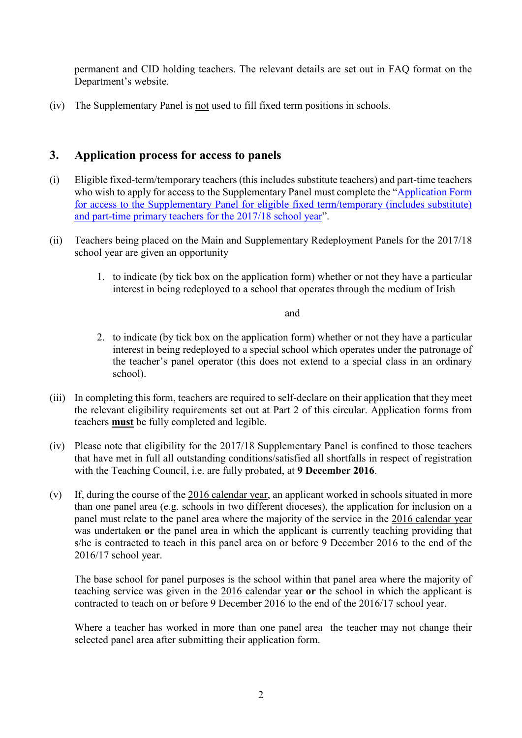permanent and CID holding teachers. The relevant details are set out in FAQ format on the Department's website.

(iv) The Supplementary Panel is not used to fill fixed term positions in schools.

## 3. Application process for access to panels

(i) Eligible fixed-term/temporary teachers (this includes substitute teachers) and part-time teachers who wish to apply for access to the Supplementary Panel must complete the "Application Form for access to the Supplementary Panel for eligible fixed term/temporary (includes substitute) and part-time primary teachers for the 2017/18 school year".

(ii) Teachers being placed on the Main and Supplementary Redeployment Panels for the 2017/18 school year are given an opportunity

1. to indicate (by tick box on the application form) whether or not they have a particular interest in being redeployed to a school that operates through the medium of Irish

   and

2. to indicate (by tick box on the application form) whether or not they have a particular interest in being redeployed to a special school which operates under the patronage of the teacher's panel operator (this does not extend to a special class in an ordinary school).

(iii) In completing this form, teachers are required to self-declare on their application that they meet the relevant eligibility requirements set out at Part 2 of this circular. Application forms from teachers **must** be fully completed and legible.

(iv) Please note that eligibility for the 2017/18 Supplementary Panel is confined to those teachers that have met in full all outstanding conditions/satisfied all shortfalls in respect of registration with the Teaching Council, i.e. are fully probated, at **9 December 2016**.

(v) If, during the course of the 2016 calendar year, an applicant worked in schools situated in more than one panel area (e.g. schools in two different dioceses), the application for inclusion on a panel must relate to the panel area where the majority of the service in the 2016 calendar year was undertaken **or** the panel area in which the applicant is currently teaching providing that s/he is contracted to teach in this panel area on or before 9 December 2016 to the end of the 2016/17 school year.

The base school for panel purposes is the school within that panel area where the majority of teaching service was given in the 2016 calendar year **or** the school in which the applicant is contracted to teach on or before 9 December 2016 to the end of the 2016/17 school year.

Where a teacher has worked in more than one panel area the teacher may not change their selected panel area after submitting their application form.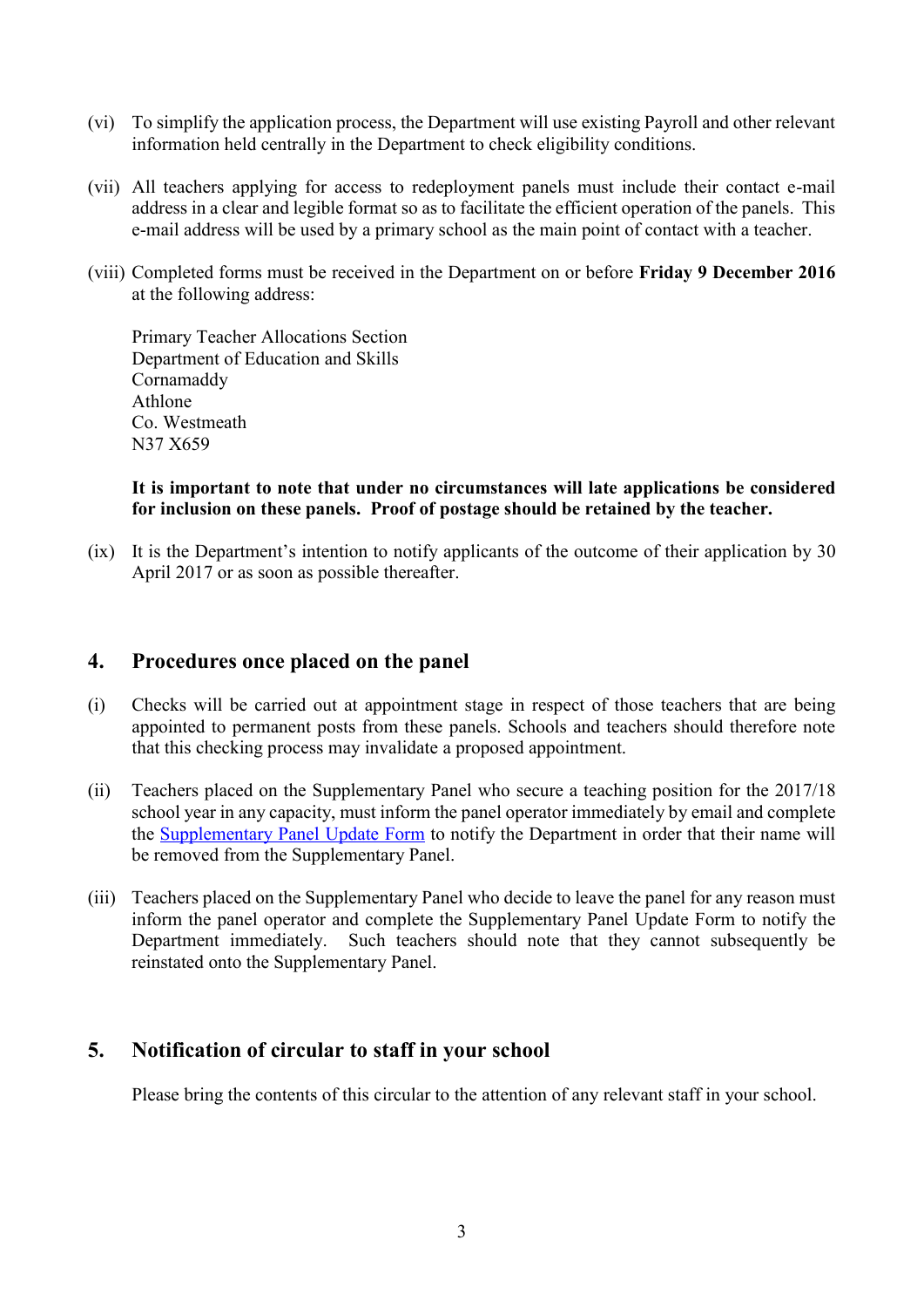(vi) To simplify the application process, the Department will use existing Payroll and other relevant information held centrally in the Department to check eligibility conditions.

(vii) All teachers applying for access to redeployment panels must include their contact e-mail address in a clear and legible format so as to facilitate the efficient operation of the panels. This e-mail address will be used by a primary school as the main point of contact with a teacher.

(viii) Completed forms must be received in the Department on or before **Friday 9 December 2016** at the following address:

Primary Teacher Allocations Section
Department of Education and Skills
Cornamaddy
Athlone
Co. Westmeath
N37 X659

**It is important to note that under no circumstances will late applications be considered for inclusion on these panels. Proof of postage should be retained by the teacher.**

(ix) It is the Department's intention to notify applicants of the outcome of their application by 30 April 2017 or as soon as possible thereafter.

## 4. Procedures once placed on the panel

(i) Checks will be carried out at appointment stage in respect of those teachers that are being appointed to permanent posts from these panels. Schools and teachers should therefore note that this checking process may invalidate a proposed appointment.

(ii) Teachers placed on the Supplementary Panel who secure a teaching position for the 2017/18 school year in any capacity, must inform the panel operator immediately by email and complete the Supplementary Panel Update Form to notify the Department in order that their name will be removed from the Supplementary Panel.

(iii) Teachers placed on the Supplementary Panel who decide to leave the panel for any reason must inform the panel operator and complete the Supplementary Panel Update Form to notify the Department immediately. Such teachers should note that they cannot subsequently be reinstated onto the Supplementary Panel.

## 5. Notification of circular to staff in your school

Please bring the contents of this circular to the attention of any relevant staff in your school.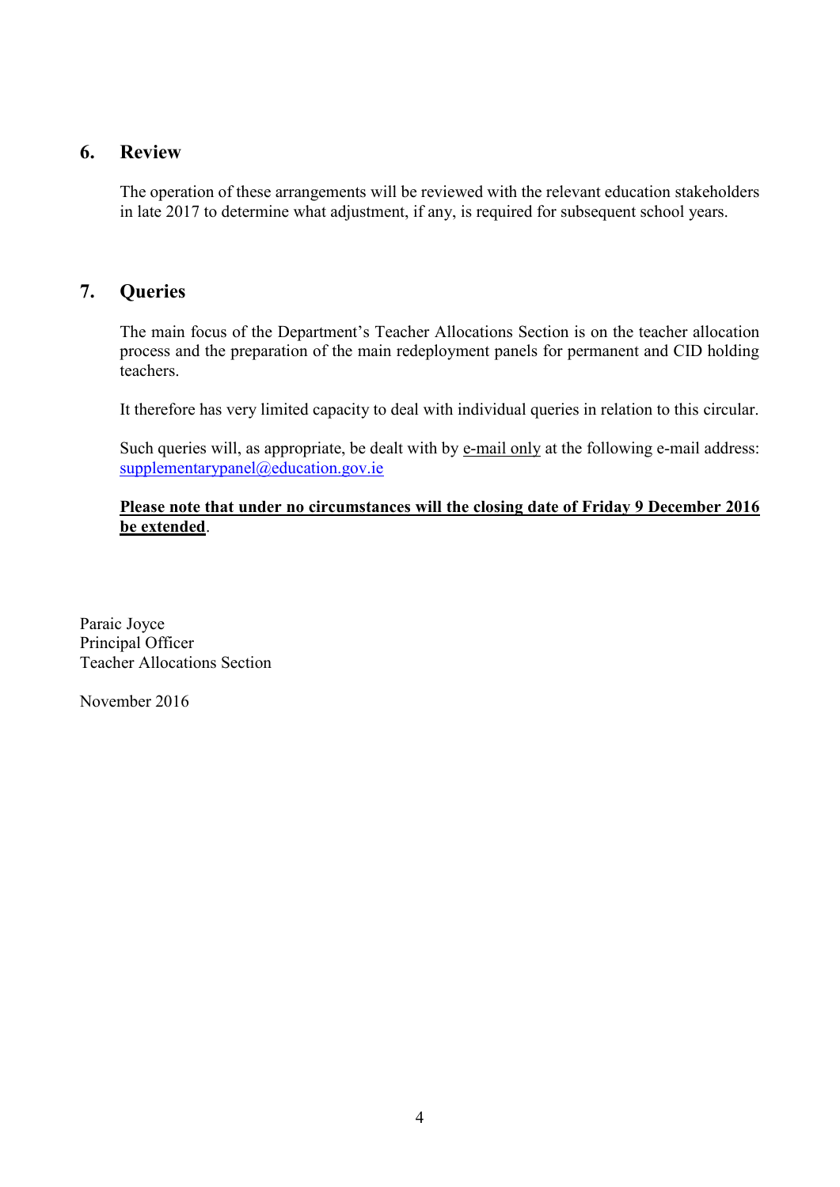## 6. Review

The operation of these arrangements will be reviewed with the relevant education stakeholders in late 2017 to determine what adjustment, if any, is required for subsequent school years.

## 7. Queries

The main focus of the Department's Teacher Allocations Section is on the teacher allocation process and the preparation of the main redeployment panels for permanent and CID holding teachers.

It therefore has very limited capacity to deal with individual queries in relation to this circular.

Such queries will, as appropriate, be dealt with by e-mail only at the following e-mail address: supplementarypanel@education.gov.ie

**Please note that under no circumstances will the closing date of Friday 9 December 2016 be extended**.

Paraic Joyce
Principal Officer
Teacher Allocations Section

November 2016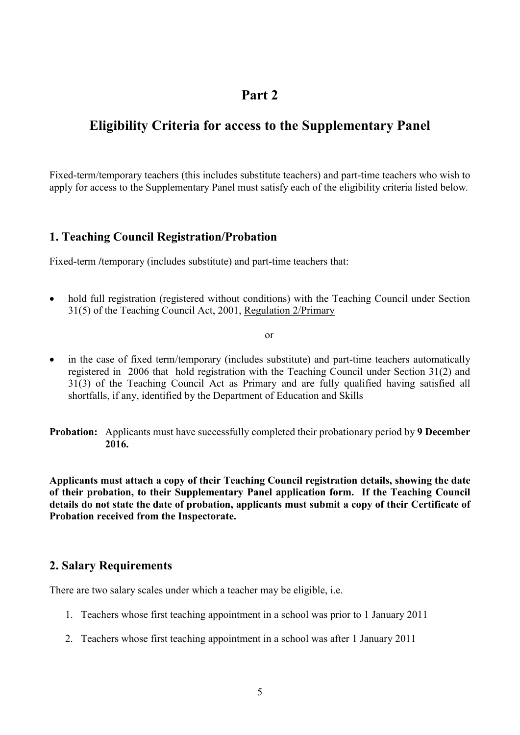# Part 2

# Eligibility Criteria for access to the Supplementary Panel

Fixed-term/temporary teachers (this includes substitute teachers) and part-time teachers who wish to apply for access to the Supplementary Panel must satisfy each of the eligibility criteria listed below.

## 1. Teaching Council Registration/Probation

Fixed-term /temporary (includes substitute) and part-time teachers that:

- hold full registration (registered without conditions) with the Teaching Council under Section 31(5) of the Teaching Council Act, 2001, Regulation 2/Primary

or

- in the case of fixed term/temporary (includes substitute) and part-time teachers automatically registered in 2006 that hold registration with the Teaching Council under Section 31(2) and 31(3) of the Teaching Council Act as Primary and are fully qualified having satisfied all shortfalls, if any, identified by the Department of Education and Skills

**Probation:** Applicants must have successfully completed their probationary period by **9 December 2016.**

**Applicants must attach a copy of their Teaching Council registration details, showing the date of their probation, to their Supplementary Panel application form. If the Teaching Council details do not state the date of probation, applicants must submit a copy of their Certificate of Probation received from the Inspectorate.**

## 2. Salary Requirements

There are two salary scales under which a teacher may be eligible, i.e.

1. Teachers whose first teaching appointment in a school was prior to 1 January 2011
2. Teachers whose first teaching appointment in a school was after 1 January 2011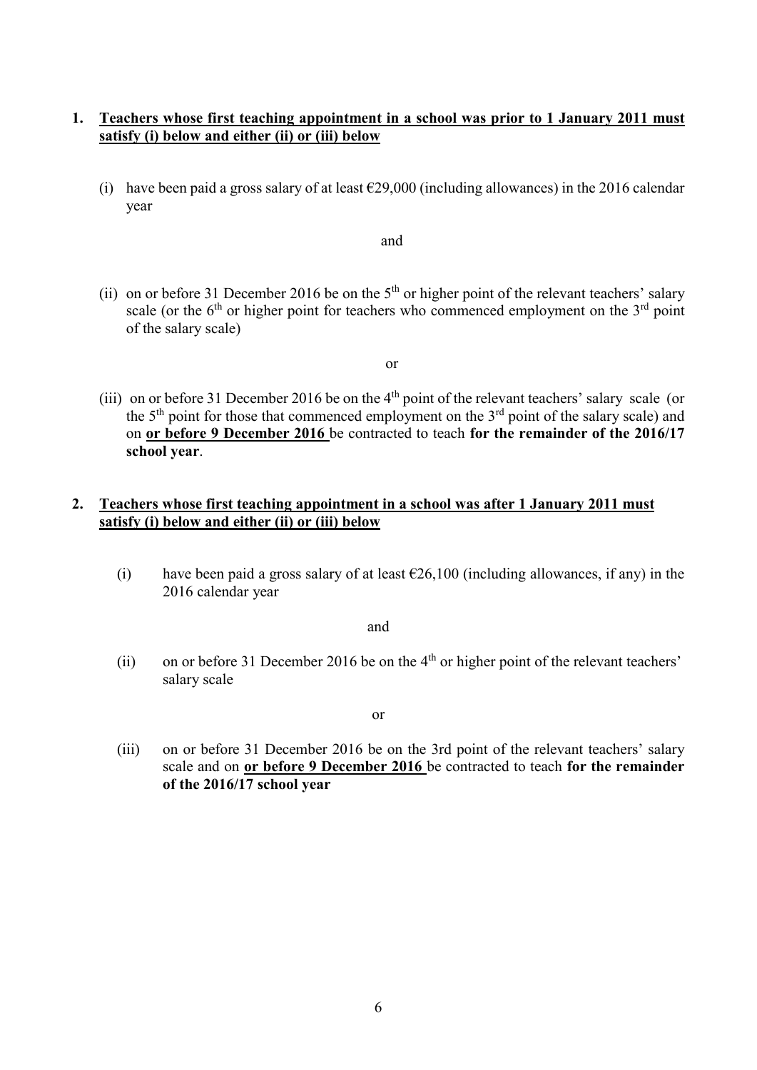1. **<u>Teachers whose first teaching appointment in a school was prior to 1 January 2011 must satisfy (i) below and either (ii) or (iii) below</u>**

   (i) have been paid a gross salary of at least €29,000 (including allowances) in the 2016 calendar year

   and

   (ii) on or before 31 December 2016 be on the 5th or higher point of the relevant teachers' salary scale (or the 6th or higher point for teachers who commenced employment on the 3rd point of the salary scale)

   or

   (iii) on or before 31 December 2016 be on the 4th point of the relevant teachers' salary scale (or the 5th point for those that commenced employment on the 3rd point of the salary scale) and on **<u>or before 9 December 2016</u>** be contracted to teach **for the remainder of the 2016/17 school year**.

2. **<u>Teachers whose first teaching appointment in a school was after 1 January 2011 must satisfy (i) below and either (ii) or (iii) below</u>**

   (i) have been paid a gross salary of at least €26,100 (including allowances, if any) in the 2016 calendar year

   and

   (ii) on or before 31 December 2016 be on the 4th or higher point of the relevant teachers' salary scale

   or

   (iii) on or before 31 December 2016 be on the 3rd point of the relevant teachers' salary scale and on **<u>or before 9 December 2016</u>** be contracted to teach **for the remainder of the 2016/17 school year**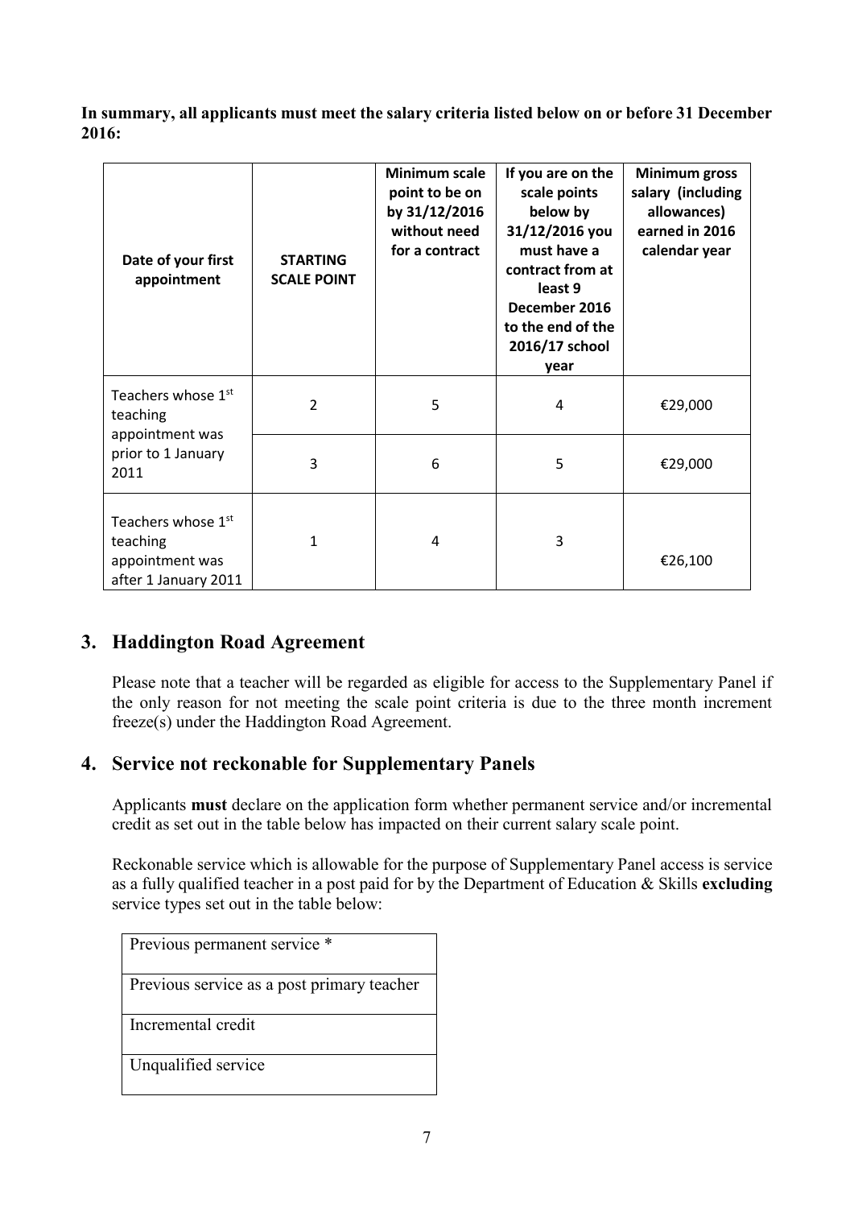**In summary, all applicants must meet the salary criteria listed below on or before 31 December 2016:**

| Date of your first appointment | STARTING SCALE POINT | Minimum scale point to be on by 31/12/2016 without need for a contract | If you are on the scale points below by 31/12/2016 you must have a contract from at least 9 December 2016 to the end of the 2016/17 school year | Minimum gross salary (including allowances) earned in 2016 calendar year |
|---|---|---|---|---|
| Teachers whose 1st teaching appointment was prior to 1 January 2011 | 2 | 5 | 4 | €29,000 |
| | 3 | 6 | 5 | €29,000 |
| Teachers whose 1st teaching appointment was after 1 January 2011 | 1 | 4 | 3 | €26,100 |

## 3. Haddington Road Agreement

Please note that a teacher will be regarded as eligible for access to the Supplementary Panel if the only reason for not meeting the scale point criteria is due to the three month increment freeze(s) under the Haddington Road Agreement.

## 4. Service not reckonable for Supplementary Panels

Applicants **must** declare on the application form whether permanent service and/or incremental credit as set out in the table below has impacted on their current salary scale point.

Reckonable service which is allowable for the purpose of Supplementary Panel access is service as a fully qualified teacher in a post paid for by the Department of Education & Skills **excluding** service types set out in the table below:

| |
|---|
| Previous permanent service * |
| Previous service as a post primary teacher |
| Incremental credit |
| Unqualified service |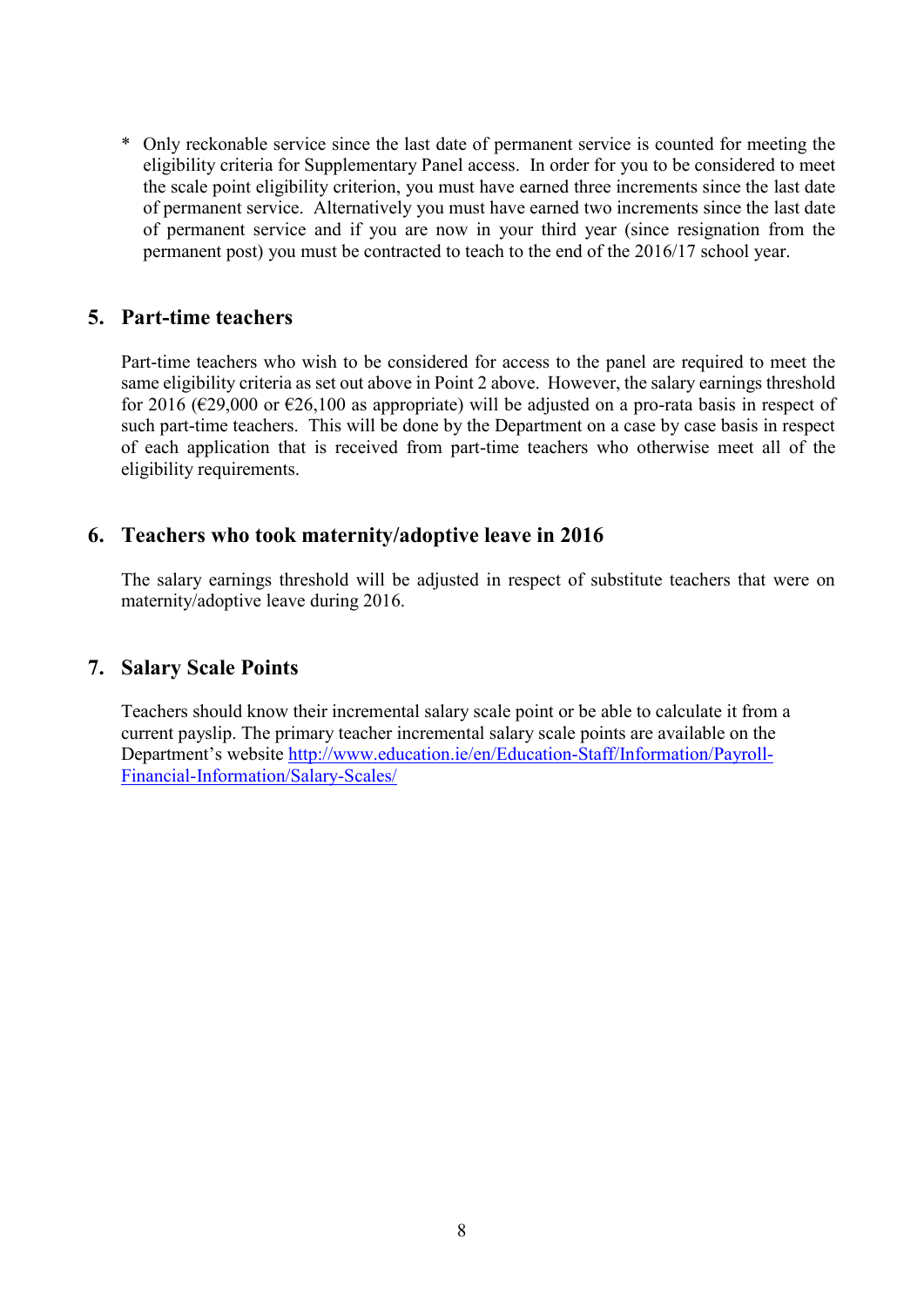* Only reckonable service since the last date of permanent service is counted for meeting the eligibility criteria for Supplementary Panel access. In order for you to be considered to meet the scale point eligibility criterion, you must have earned three increments since the last date of permanent service. Alternatively you must have earned two increments since the last date of permanent service and if you are now in your third year (since resignation from the permanent post) you must be contracted to teach to the end of the 2016/17 school year.

## 5. Part-time teachers

Part-time teachers who wish to be considered for access to the panel are required to meet the same eligibility criteria as set out above in Point 2 above. However, the salary earnings threshold for 2016 (€29,000 or €26,100 as appropriate) will be adjusted on a pro-rata basis in respect of such part-time teachers. This will be done by the Department on a case by case basis in respect of each application that is received from part-time teachers who otherwise meet all of the eligibility requirements.

## 6. Teachers who took maternity/adoptive leave in 2016

The salary earnings threshold will be adjusted in respect of substitute teachers that were on maternity/adoptive leave during 2016.

## 7. Salary Scale Points

Teachers should know their incremental salary scale point or be able to calculate it from a current payslip. The primary teacher incremental salary scale points are available on the Department's website [http://www.education.ie/en/Education-Staff/Information/Payroll-Financial-Information/Salary-Scales/](http://www.education.ie/en/Education-Staff/Information/Payroll-Financial-Information/Salary-Scales/)